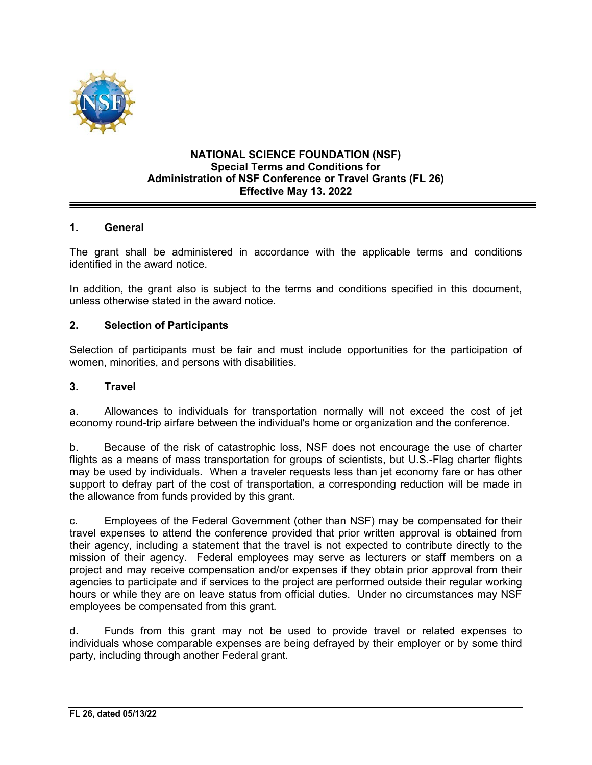**NATIONAL SCIENCE FOUNDATION (NSF)**
**Special Terms and Conditions for**
**Administration of NSF Conference or Travel Grants (FL 26)**
**Effective May 13. 2022**

## 1. General

The grant shall be administered in accordance with the applicable terms and conditions identified in the award notice.

In addition, the grant also is subject to the terms and conditions specified in this document, unless otherwise stated in the award notice.

## 2. Selection of Participants

Selection of participants must be fair and must include opportunities for the participation of women, minorities, and persons with disabilities.

## 3. Travel

a. Allowances to individuals for transportation normally will not exceed the cost of jet economy round-trip airfare between the individual's home or organization and the conference.

b. Because of the risk of catastrophic loss, NSF does not encourage the use of charter flights as a means of mass transportation for groups of scientists, but U.S.-Flag charter flights may be used by individuals. When a traveler requests less than jet economy fare or has other support to defray part of the cost of transportation, a corresponding reduction will be made in the allowance from funds provided by this grant.

c. Employees of the Federal Government (other than NSF) may be compensated for their travel expenses to attend the conference provided that prior written approval is obtained from their agency, including a statement that the travel is not expected to contribute directly to the mission of their agency. Federal employees may serve as lecturers or staff members on a project and may receive compensation and/or expenses if they obtain prior approval from their agencies to participate and if services to the project are performed outside their regular working hours or while they are on leave status from official duties. Under no circumstances may NSF employees be compensated from this grant.

d. Funds from this grant may not be used to provide travel or related expenses to individuals whose comparable expenses are being defrayed by their employer or by some third party, including through another Federal grant.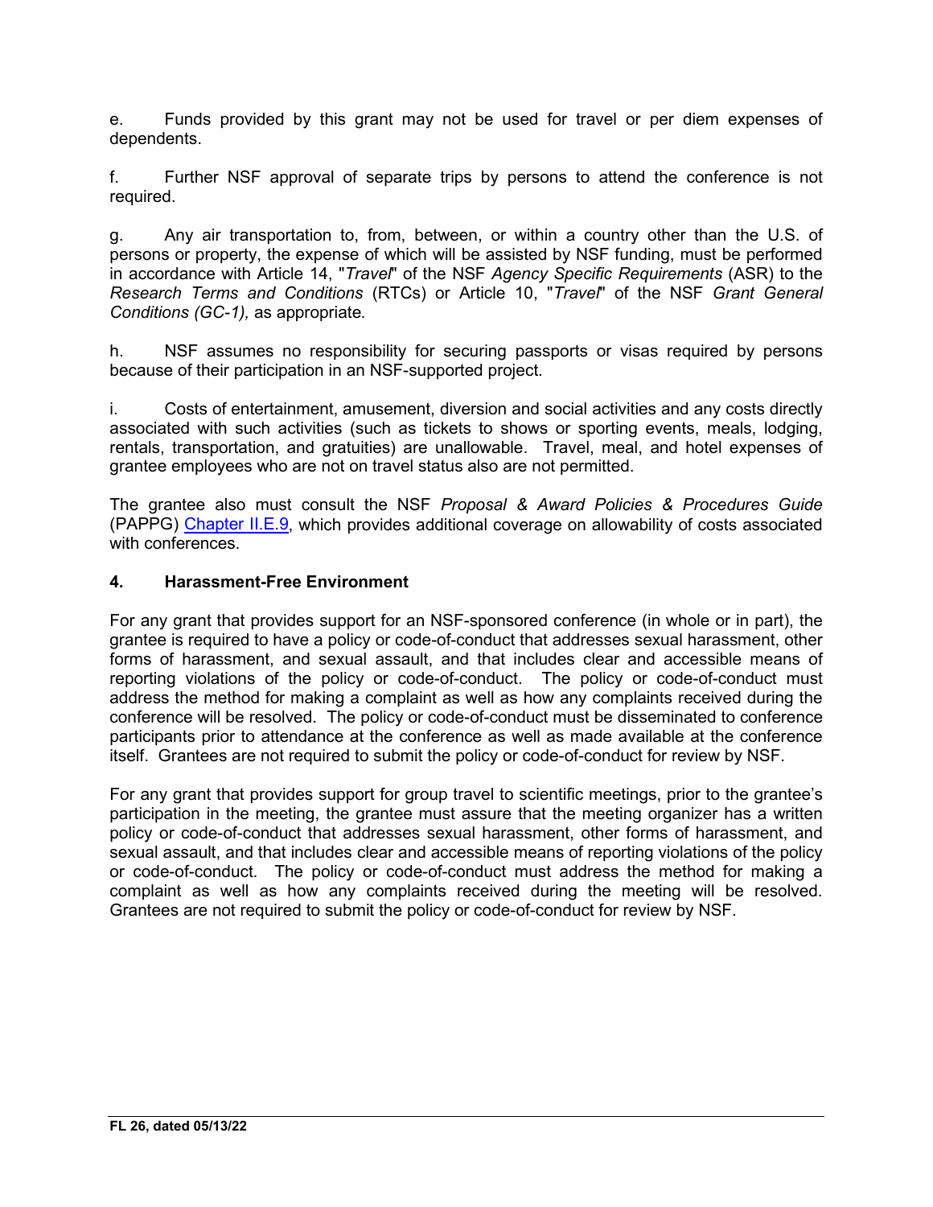e. Funds provided by this grant may not be used for travel or per diem expenses of dependents.

f. Further NSF approval of separate trips by persons to attend the conference is not required.

g. Any air transportation to, from, between, or within a country other than the U.S. of persons or property, the expense of which will be assisted by NSF funding, must be performed in accordance with Article 14, "*Travel*" of the NSF *Agency Specific Requirements* (ASR) to the *Research Terms and Conditions* (RTCs) or Article 10, "*Travel*" of the NSF *Grant General Conditions (GC-1),* as appropriate.

h. NSF assumes no responsibility for securing passports or visas required by persons because of their participation in an NSF-supported project.

i. Costs of entertainment, amusement, diversion and social activities and any costs directly associated with such activities (such as tickets to shows or sporting events, meals, lodging, rentals, transportation, and gratuities) are unallowable. Travel, meal, and hotel expenses of grantee employees who are not on travel status also are not permitted.

The grantee also must consult the NSF *Proposal & Award Policies & Procedures Guide* (PAPPG) Chapter II.E.9, which provides additional coverage on allowability of costs associated with conferences.

**4. Harassment-Free Environment**

For any grant that provides support for an NSF-sponsored conference (in whole or in part), the grantee is required to have a policy or code-of-conduct that addresses sexual harassment, other forms of harassment, and sexual assault, and that includes clear and accessible means of reporting violations of the policy or code-of-conduct. The policy or code-of-conduct must address the method for making a complaint as well as how any complaints received during the conference will be resolved. The policy or code-of-conduct must be disseminated to conference participants prior to attendance at the conference as well as made available at the conference itself. Grantees are not required to submit the policy or code-of-conduct for review by NSF.

For any grant that provides support for group travel to scientific meetings, prior to the grantee's participation in the meeting, the grantee must assure that the meeting organizer has a written policy or code-of-conduct that addresses sexual harassment, other forms of harassment, and sexual assault, and that includes clear and accessible means of reporting violations of the policy or code-of-conduct. The policy or code-of-conduct must address the method for making a complaint as well as how any complaints received during the meeting will be resolved. Grantees are not required to submit the policy or code-of-conduct for review by NSF.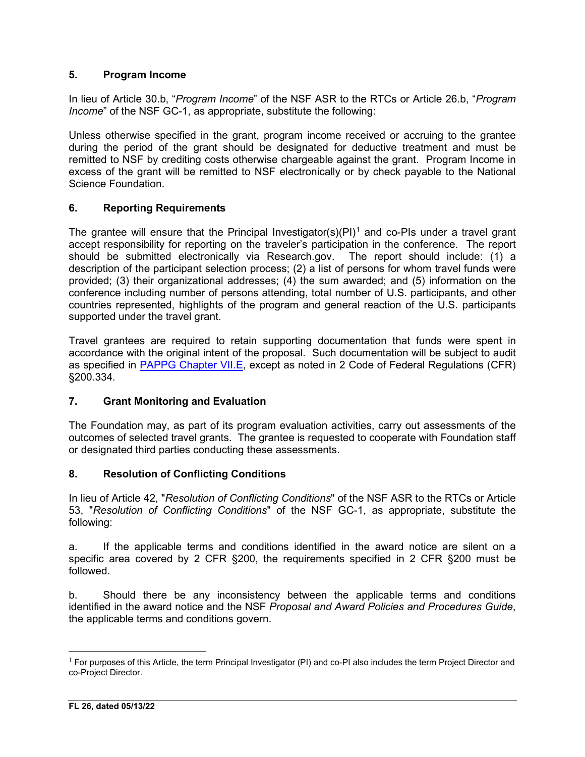## 5. Program Income

In lieu of Article 30.b, "*Program Income*" of the NSF ASR to the RTCs or Article 26.b, "*Program Income*" of the NSF GC-1, as appropriate, substitute the following:

Unless otherwise specified in the grant, program income received or accruing to the grantee during the period of the grant should be designated for deductive treatment and must be remitted to NSF by crediting costs otherwise chargeable against the grant. Program Income in excess of the grant will be remitted to NSF electronically or by check payable to the National Science Foundation.

## 6. Reporting Requirements

The grantee will ensure that the Principal Investigator(s)(PI)[1] and co-PIs under a travel grant accept responsibility for reporting on the traveler's participation in the conference. The report should be submitted electronically via Research.gov. The report should include: (1) a description of the participant selection process; (2) a list of persons for whom travel funds were provided; (3) their organizational addresses; (4) the sum awarded; and (5) information on the conference including number of persons attending, total number of U.S. participants, and other countries represented, highlights of the program and general reaction of the U.S. participants supported under the travel grant.

Travel grantees are required to retain supporting documentation that funds were spent in accordance with the original intent of the proposal. Such documentation will be subject to audit as specified in [PAPPG Chapter VII.E](), except as noted in 2 Code of Federal Regulations (CFR) §200.334.

## 7. Grant Monitoring and Evaluation

The Foundation may, as part of its program evaluation activities, carry out assessments of the outcomes of selected travel grants. The grantee is requested to cooperate with Foundation staff or designated third parties conducting these assessments.

## 8. Resolution of Conflicting Conditions

In lieu of Article 42, "*Resolution of Conflicting Conditions*" of the NSF ASR to the RTCs or Article 53, "*Resolution of Conflicting Conditions*" of the NSF GC-1, as appropriate, substitute the following:

a. If the applicable terms and conditions identified in the award notice are silent on a specific area covered by 2 CFR §200, the requirements specified in 2 CFR §200 must be followed.

b. Should there be any inconsistency between the applicable terms and conditions identified in the award notice and the NSF *Proposal and Award Policies and Procedures Guide*, the applicable terms and conditions govern.

---

[1] For purposes of this Article, the term Principal Investigator (PI) and co-PI also includes the term Project Director and co-Project Director.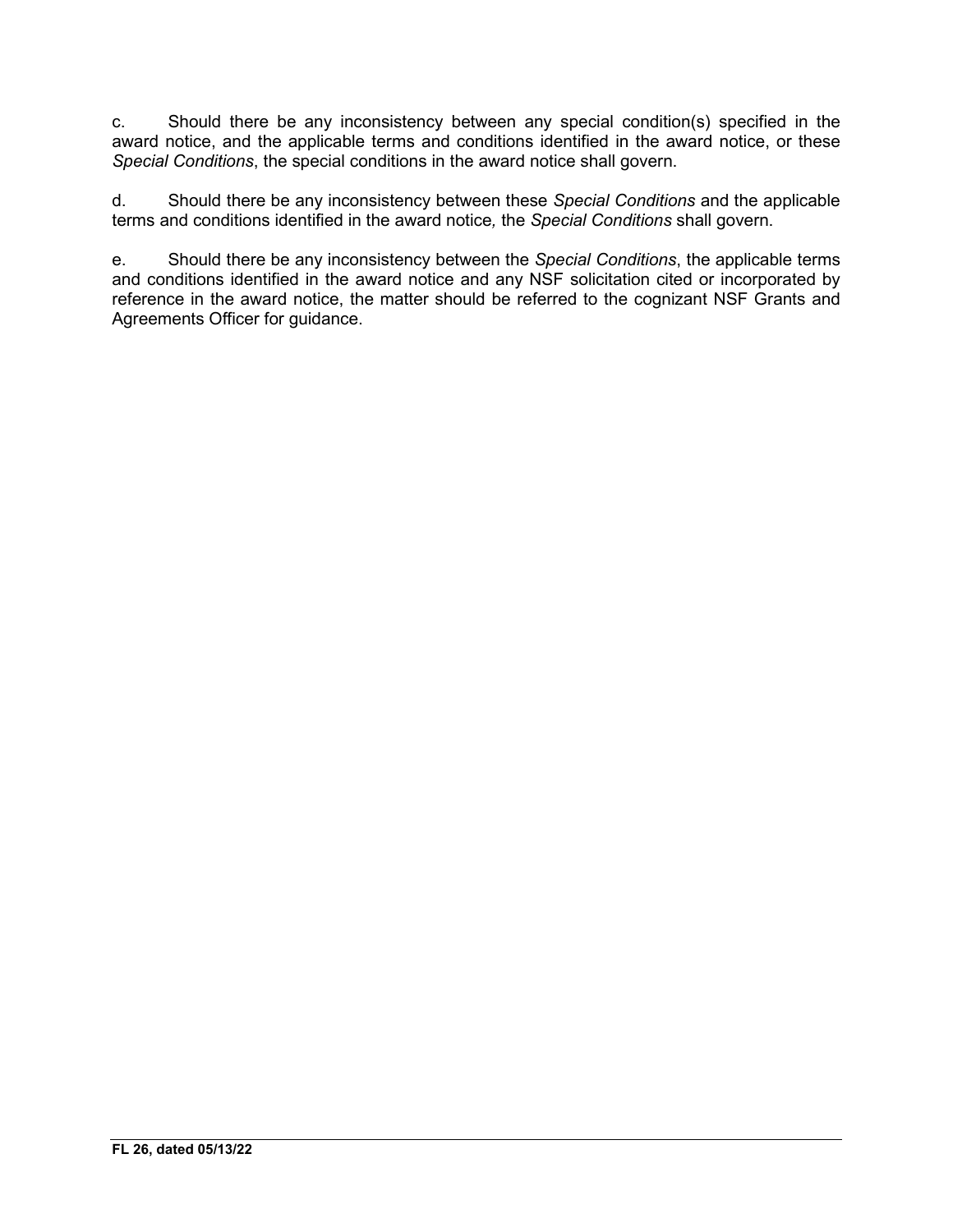c. Should there be any inconsistency between any special condition(s) specified in the award notice, and the applicable terms and conditions identified in the award notice, or these *Special Conditions*, the special conditions in the award notice shall govern.

d. Should there be any inconsistency between these *Special Conditions* and the applicable terms and conditions identified in the award notice*,* the *Special Conditions* shall govern.

e. Should there be any inconsistency between the *Special Conditions*, the applicable terms and conditions identified in the award notice and any NSF solicitation cited or incorporated by reference in the award notice, the matter should be referred to the cognizant NSF Grants and Agreements Officer for guidance.